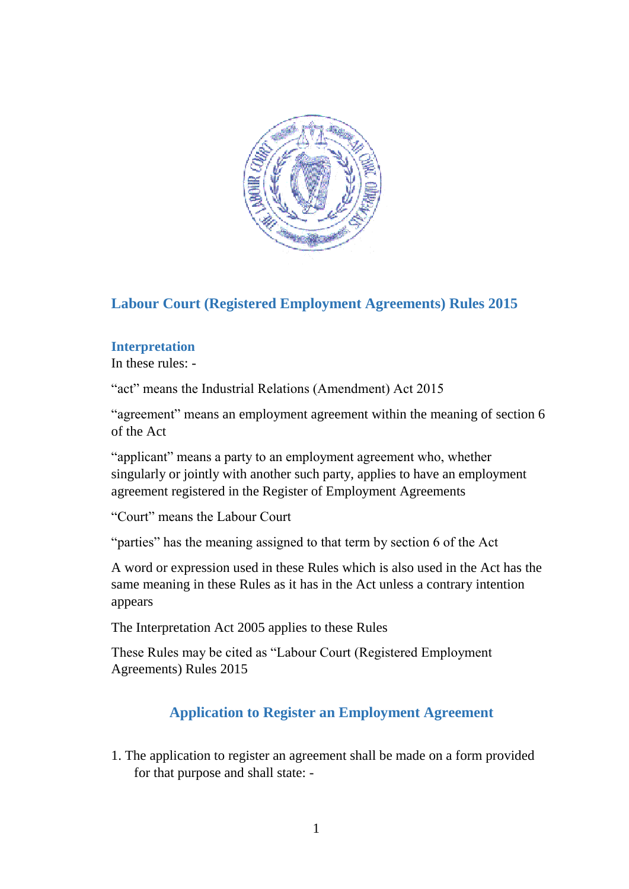# Labour Court (Registered Employment Agreements) Rules 2015

## Interpretation

In these rules: -

"act" means the Industrial Relations (Amendment) Act 2015

"agreement" means an employment agreement within the meaning of section 6 of the Act

"applicant" means a party to an employment agreement who, whether singularly or jointly with another such party, applies to have an employment agreement registered in the Register of Employment Agreements

"Court" means the Labour Court

"parties" has the meaning assigned to that term by section 6 of the Act

A word or expression used in these Rules which is also used in the Act has the same meaning in these Rules as it has in the Act unless a contrary intention appears

The Interpretation Act 2005 applies to these Rules

These Rules may be cited as "Labour Court (Registered Employment Agreements) Rules 2015

## Application to Register an Employment Agreement

1. The application to register an agreement shall be made on a form provided for that purpose and shall state: -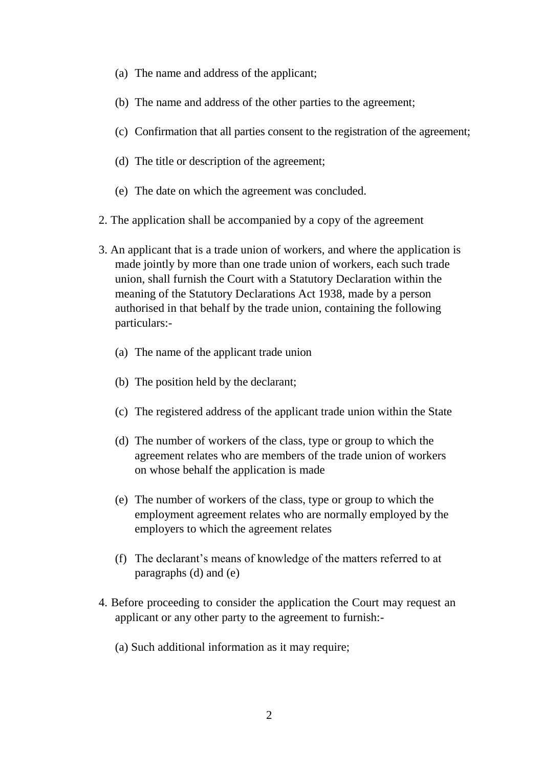(a) The name and address of the applicant;

(b) The name and address of the other parties to the agreement;

(c) Confirmation that all parties consent to the registration of the agreement;

(d) The title or description of the agreement;

(e) The date on which the agreement was concluded.

2. The application shall be accompanied by a copy of the agreement

3. An applicant that is a trade union of workers, and where the application is made jointly by more than one trade union of workers, each such trade union, shall furnish the Court with a Statutory Declaration within the meaning of the Statutory Declarations Act 1938, made by a person authorised in that behalf by the trade union, containing the following particulars:-

   (a) The name of the applicant trade union

   (b) The position held by the declarant;

   (c) The registered address of the applicant trade union within the State

   (d) The number of workers of the class, type or group to which the agreement relates who are members of the trade union of workers on whose behalf the application is made

   (e) The number of workers of the class, type or group to which the employment agreement relates who are normally employed by the employers to which the agreement relates

   (f) The declarant's means of knowledge of the matters referred to at paragraphs (d) and (e)

4. Before proceeding to consider the application the Court may request an applicant or any other party to the agreement to furnish:-

   (a) Such additional information as it may require;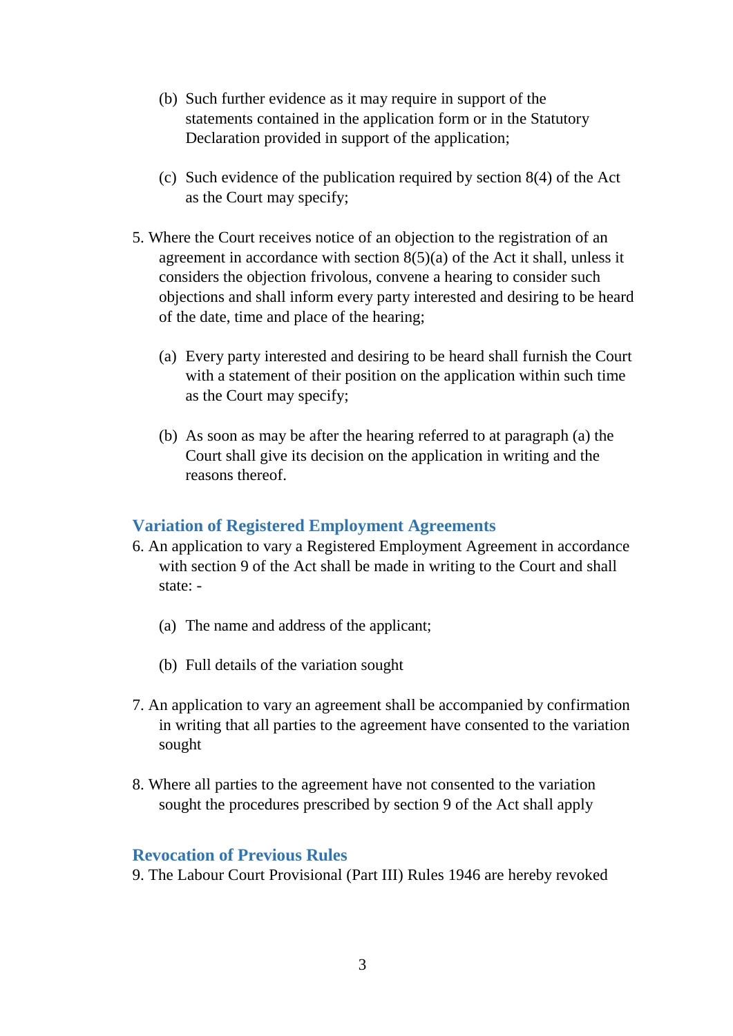(b) Such further evidence as it may require in support of the statements contained in the application form or in the Statutory Declaration provided in support of the application;

(c) Such evidence of the publication required by section 8(4) of the Act as the Court may specify;

5. Where the Court receives notice of an objection to the registration of an agreement in accordance with section 8(5)(a) of the Act it shall, unless it considers the objection frivolous, convene a hearing to consider such objections and shall inform every party interested and desiring to be heard of the date, time and place of the hearing;

   (a) Every party interested and desiring to be heard shall furnish the Court with a statement of their position on the application within such time as the Court may specify;

   (b) As soon as may be after the hearing referred to at paragraph (a) the Court shall give its decision on the application in writing and the reasons thereof.

## Variation of Registered Employment Agreements

6. An application to vary a Registered Employment Agreement in accordance with section 9 of the Act shall be made in writing to the Court and shall state: -

   (a) The name and address of the applicant;

   (b) Full details of the variation sought

7. An application to vary an agreement shall be accompanied by confirmation in writing that all parties to the agreement have consented to the variation sought

8. Where all parties to the agreement have not consented to the variation sought the procedures prescribed by section 9 of the Act shall apply

## Revocation of Previous Rules

9. The Labour Court Provisional (Part III) Rules 1946 are hereby revoked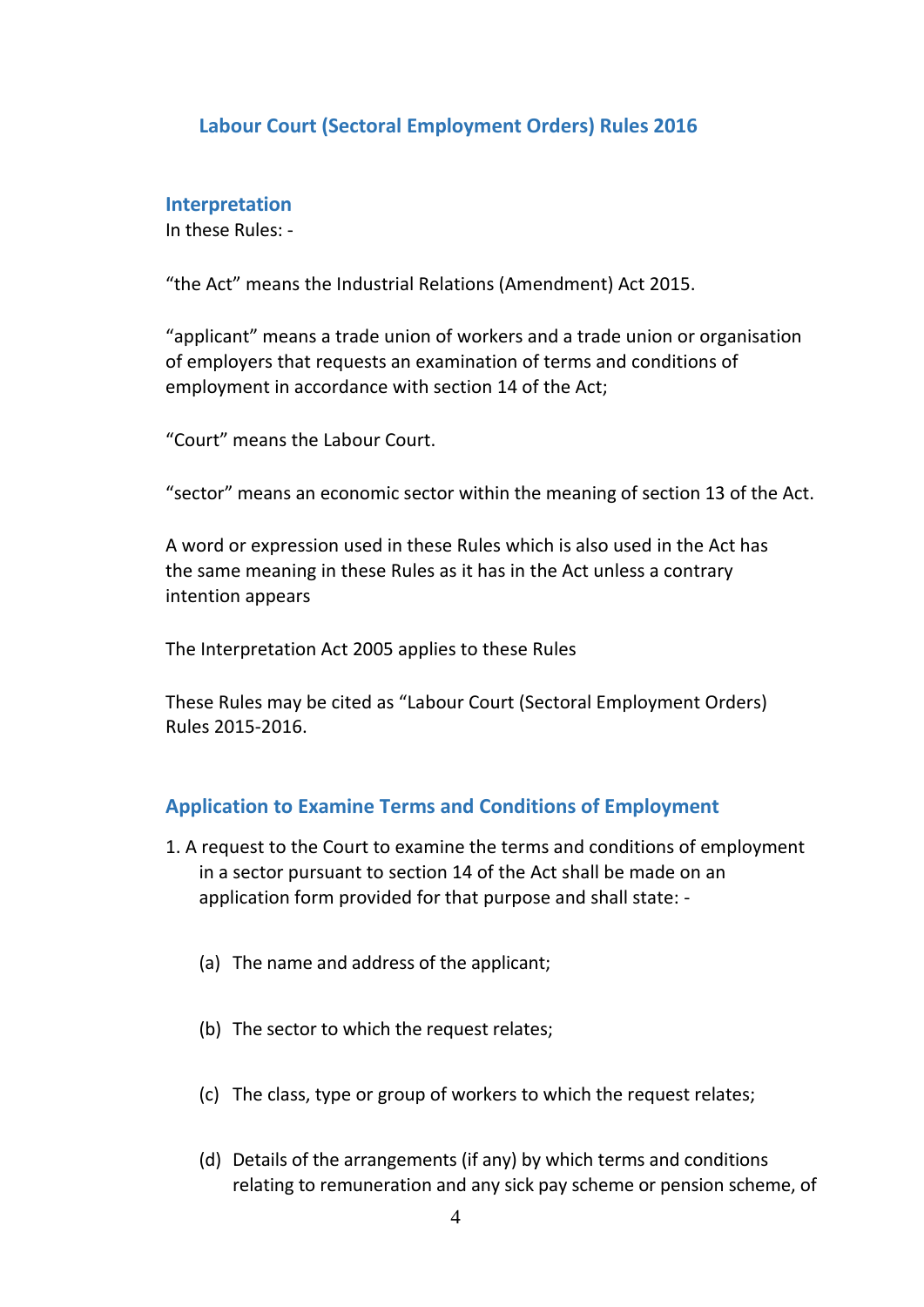## Labour Court (Sectoral Employment Orders) Rules 2016

### Interpretation

In these Rules: -

"the Act" means the Industrial Relations (Amendment) Act 2015.

"applicant" means a trade union of workers and a trade union or organisation of employers that requests an examination of terms and conditions of employment in accordance with section 14 of the Act;

"Court" means the Labour Court.

"sector" means an economic sector within the meaning of section 13 of the Act.

A word or expression used in these Rules which is also used in the Act has the same meaning in these Rules as it has in the Act unless a contrary intention appears

The Interpretation Act 2005 applies to these Rules

These Rules may be cited as "Labour Court (Sectoral Employment Orders) Rules 2015-2016.

### Application to Examine Terms and Conditions of Employment

1. A request to the Court to examine the terms and conditions of employment in a sector pursuant to section 14 of the Act shall be made on an application form provided for that purpose and shall state: -

   (a) The name and address of the applicant;

   (b) The sector to which the request relates;

   (c) The class, type or group of workers to which the request relates;

   (d) Details of the arrangements (if any) by which terms and conditions relating to remuneration and any sick pay scheme or pension scheme, of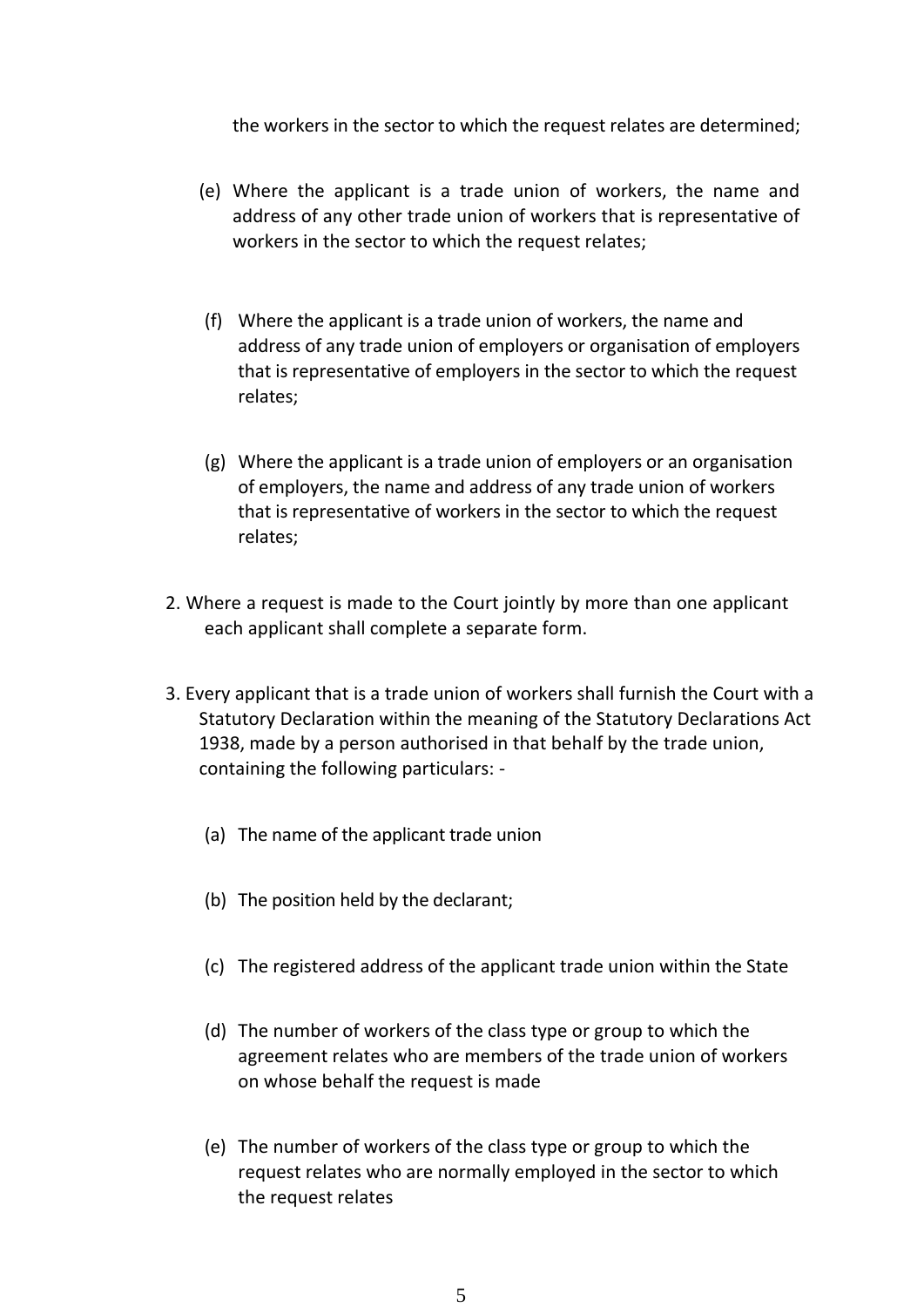the workers in the sector to which the request relates are determined;

(e) Where the applicant is a trade union of workers, the name and address of any other trade union of workers that is representative of workers in the sector to which the request relates;

(f) Where the applicant is a trade union of workers, the name and address of any trade union of employers or organisation of employers that is representative of employers in the sector to which the request relates;

(g) Where the applicant is a trade union of employers or an organisation of employers, the name and address of any trade union of workers that is representative of workers in the sector to which the request relates;

2. Where a request is made to the Court jointly by more than one applicant each applicant shall complete a separate form.

3. Every applicant that is a trade union of workers shall furnish the Court with a Statutory Declaration within the meaning of the Statutory Declarations Act 1938, made by a person authorised in that behalf by the trade union, containing the following particulars: -

(a) The name of the applicant trade union

(b) The position held by the declarant;

(c) The registered address of the applicant trade union within the State

(d) The number of workers of the class type or group to which the agreement relates who are members of the trade union of workers on whose behalf the request is made

(e) The number of workers of the class type or group to which the request relates who are normally employed in the sector to which the request relates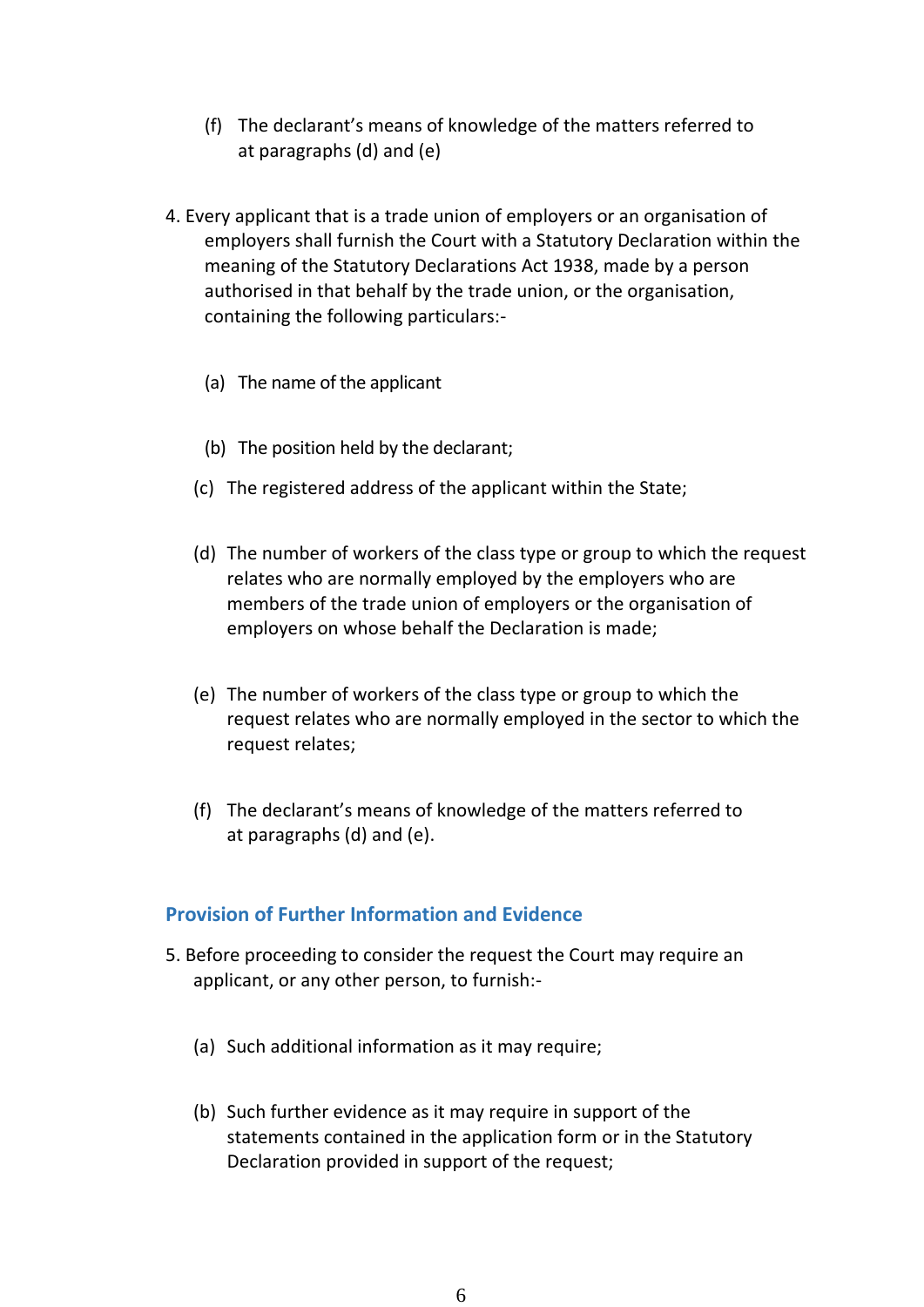(f) The declarant's means of knowledge of the matters referred to at paragraphs (d) and (e)

4. Every applicant that is a trade union of employers or an organisation of employers shall furnish the Court with a Statutory Declaration within the meaning of the Statutory Declarations Act 1938, made by a person authorised in that behalf by the trade union, or the organisation, containing the following particulars:-

(a) The name of the applicant

(b) The position held by the declarant;

(c) The registered address of the applicant within the State;

(d) The number of workers of the class type or group to which the request relates who are normally employed by the employers who are members of the trade union of employers or the organisation of employers on whose behalf the Declaration is made;

(e) The number of workers of the class type or group to which the request relates who are normally employed in the sector to which the request relates;

(f) The declarant's means of knowledge of the matters referred to at paragraphs (d) and (e).

## Provision of Further Information and Evidence

5. Before proceeding to consider the request the Court may require an applicant, or any other person, to furnish:-

(a) Such additional information as it may require;

(b) Such further evidence as it may require in support of the statements contained in the application form or in the Statutory Declaration provided in support of the request;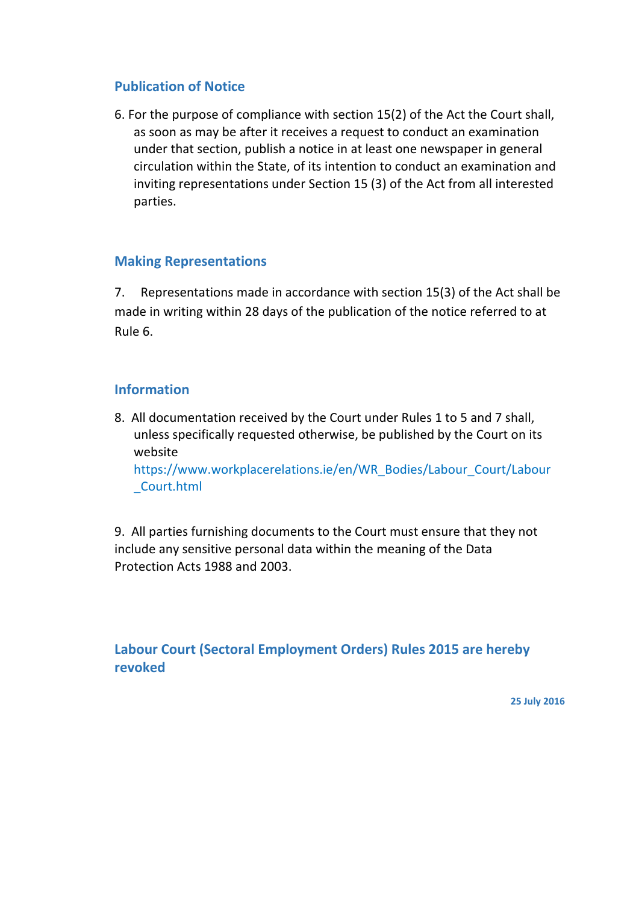## Publication of Notice

6. For the purpose of compliance with section 15(2) of the Act the Court shall, as soon as may be after it receives a request to conduct an examination under that section, publish a notice in at least one newspaper in general circulation within the State, of its intention to conduct an examination and inviting representations under Section 15 (3) of the Act from all interested parties.

## Making Representations

7. Representations made in accordance with section 15(3) of the Act shall be made in writing within 28 days of the publication of the notice referred to at Rule 6.

## Information

8. All documentation received by the Court under Rules 1 to 5 and 7 shall, unless specifically requested otherwise, be published by the Court on its website https://www.workplacerelations.ie/en/WR_Bodies/Labour_Court/Labour_Court.html

9. All parties furnishing documents to the Court must ensure that they not include any sensitive personal data within the meaning of the Data Protection Acts 1988 and 2003.

## Labour Court (Sectoral Employment Orders) Rules 2015 are hereby revoked

**25 July 2016**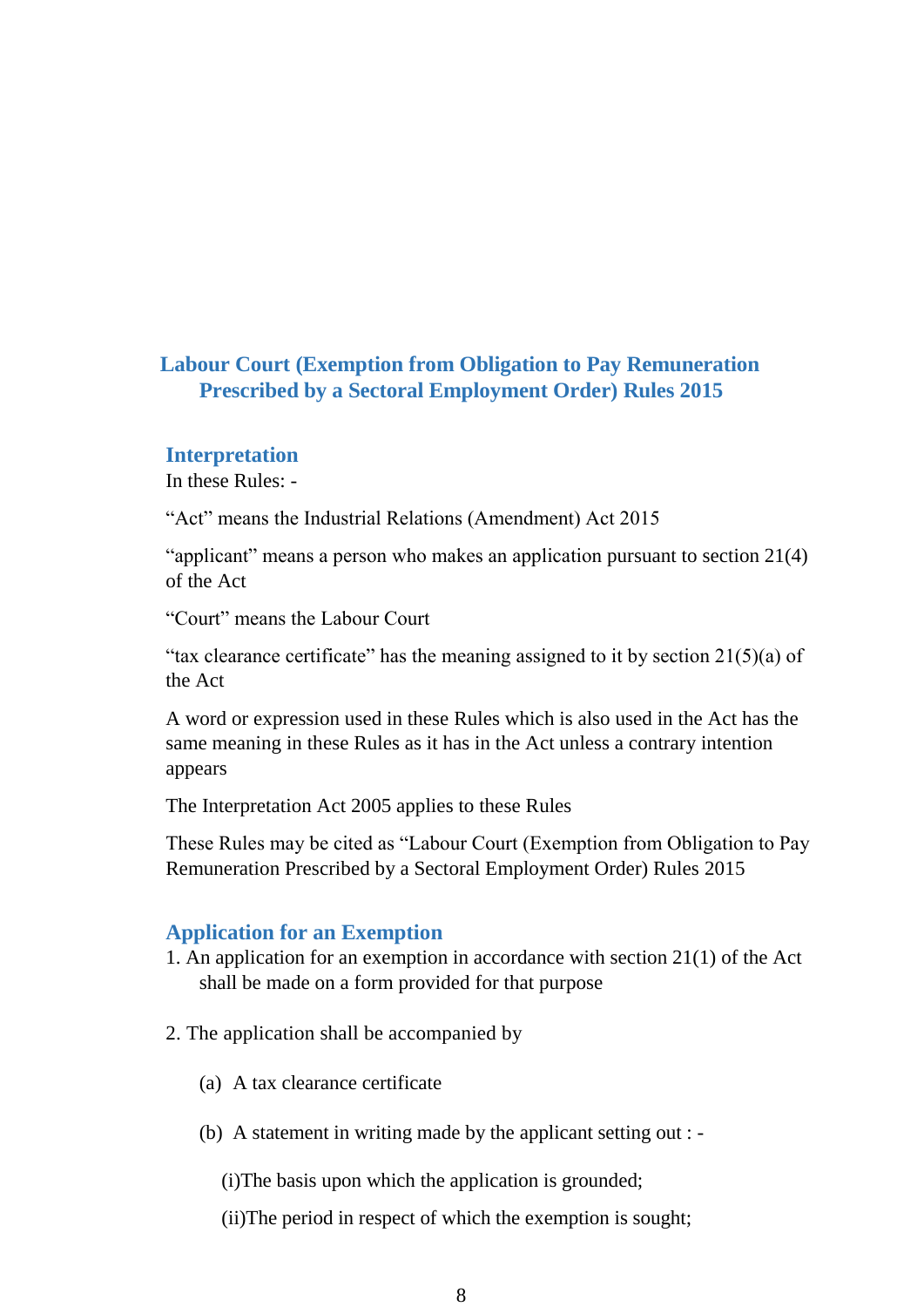# Labour Court (Exemption from Obligation to Pay Remuneration Prescribed by a Sectoral Employment Order) Rules 2015

## Interpretation

In these Rules: -

“Act” means the Industrial Relations (Amendment) Act 2015

“applicant” means a person who makes an application pursuant to section 21(4) of the Act

“Court” means the Labour Court

“tax clearance certificate” has the meaning assigned to it by section 21(5)(a) of the Act

A word or expression used in these Rules which is also used in the Act has the same meaning in these Rules as it has in the Act unless a contrary intention appears

The Interpretation Act 2005 applies to these Rules

These Rules may be cited as “Labour Court (Exemption from Obligation to Pay Remuneration Prescribed by a Sectoral Employment Order) Rules 2015

## Application for an Exemption

1. An application for an exemption in accordance with section 21(1) of the Act shall be made on a form provided for that purpose

2. The application shall be accompanied by

   (a) A tax clearance certificate

   (b) A statement in writing made by the applicant setting out : -

      (i)The basis upon which the application is grounded;

      (ii)The period in respect of which the exemption is sought;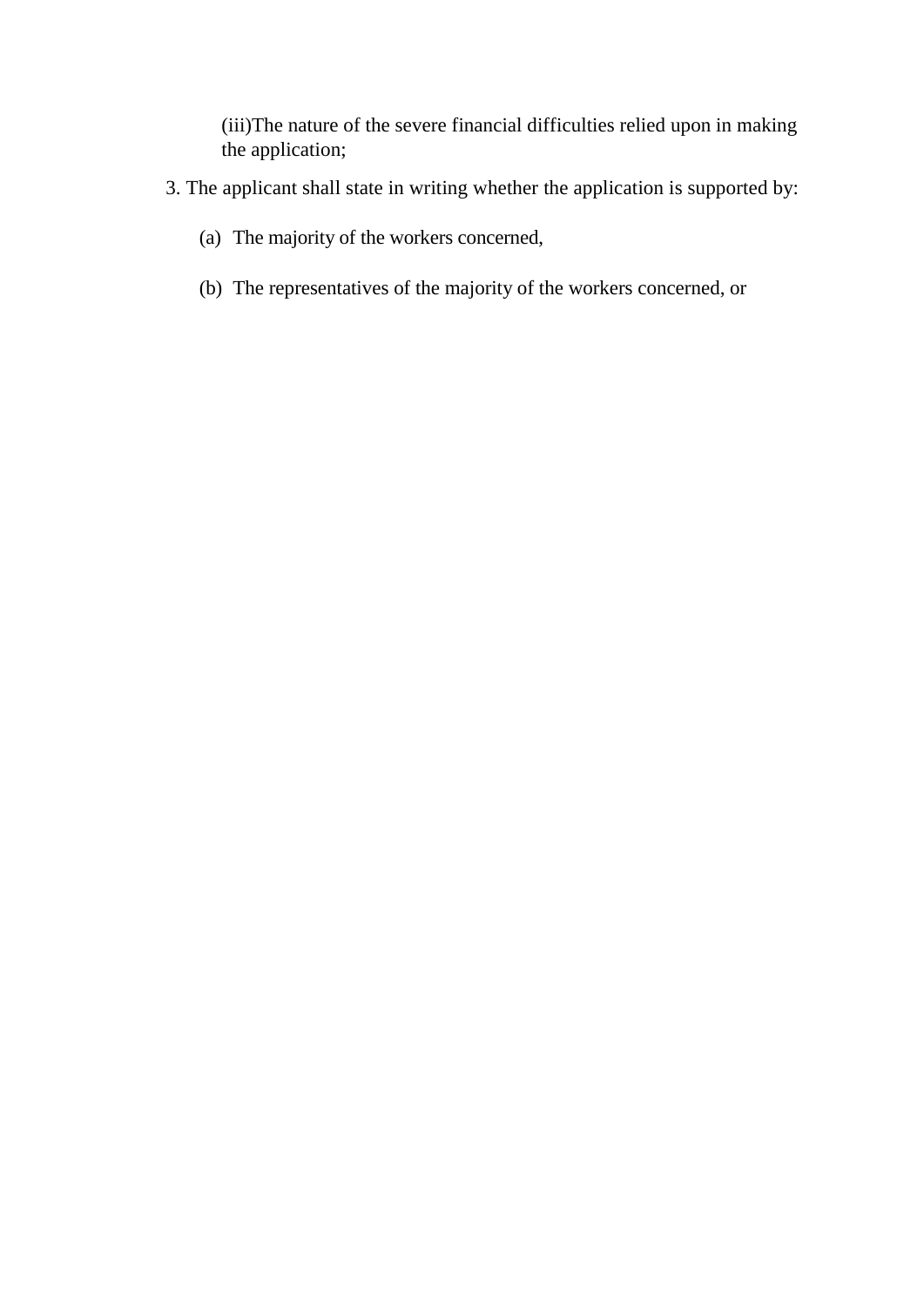(iii)The nature of the severe financial difficulties relied upon in making the application;

3. The applicant shall state in writing whether the application is supported by:

   (a) The majority of the workers concerned,

   (b) The representatives of the majority of the workers concerned, or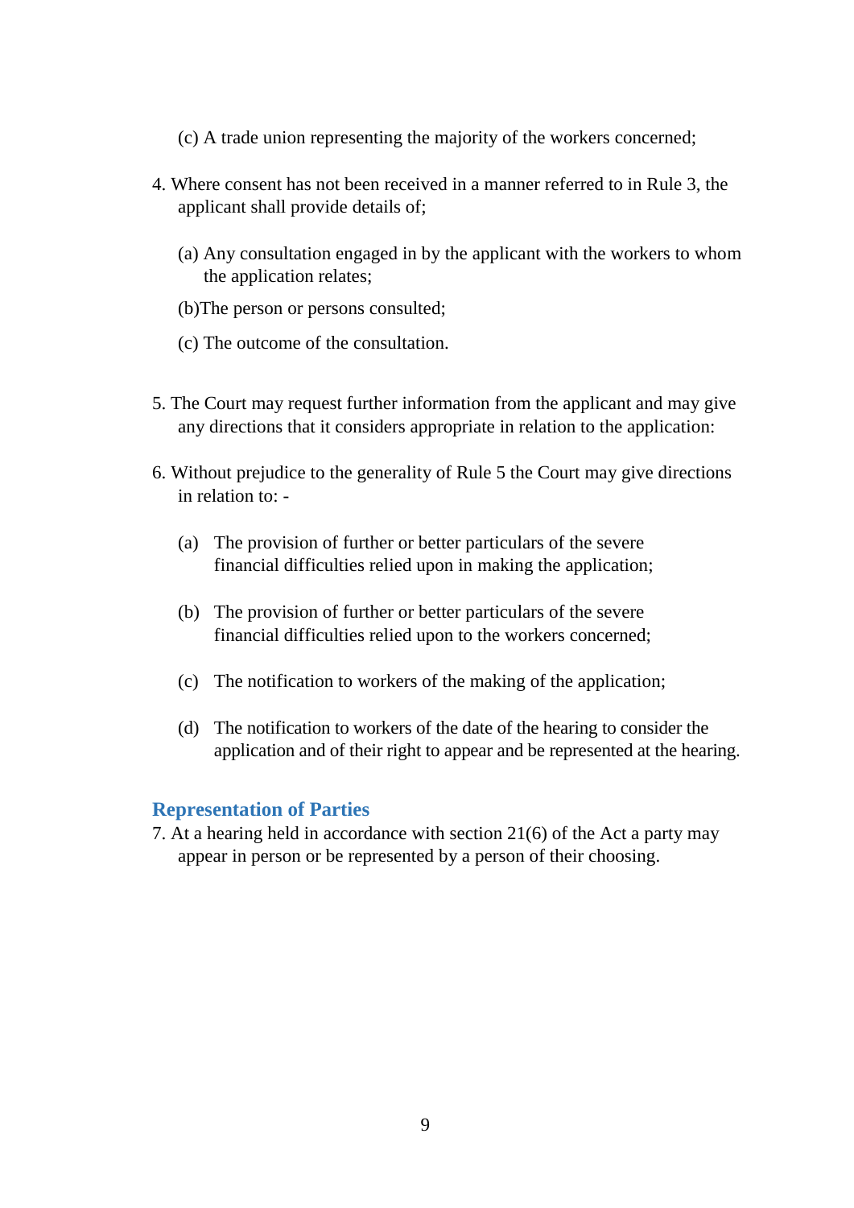(c) A trade union representing the majority of the workers concerned;

4. Where consent has not been received in a manner referred to in Rule 3, the applicant shall provide details of;

   (a) Any consultation engaged in by the applicant with the workers to whom the application relates;

   (b)The person or persons consulted;

   (c) The outcome of the consultation.

5. The Court may request further information from the applicant and may give any directions that it considers appropriate in relation to the application:

6. Without prejudice to the generality of Rule 5 the Court may give directions in relation to: -

   (a) The provision of further or better particulars of the severe financial difficulties relied upon in making the application;

   (b) The provision of further or better particulars of the severe financial difficulties relied upon to the workers concerned;

   (c) The notification to workers of the making of the application;

   (d) The notification to workers of the date of the hearing to consider the application and of their right to appear and be represented at the hearing.

## Representation of Parties

7. At a hearing held in accordance with section 21(6) of the Act a party may appear in person or be represented by a person of their choosing.